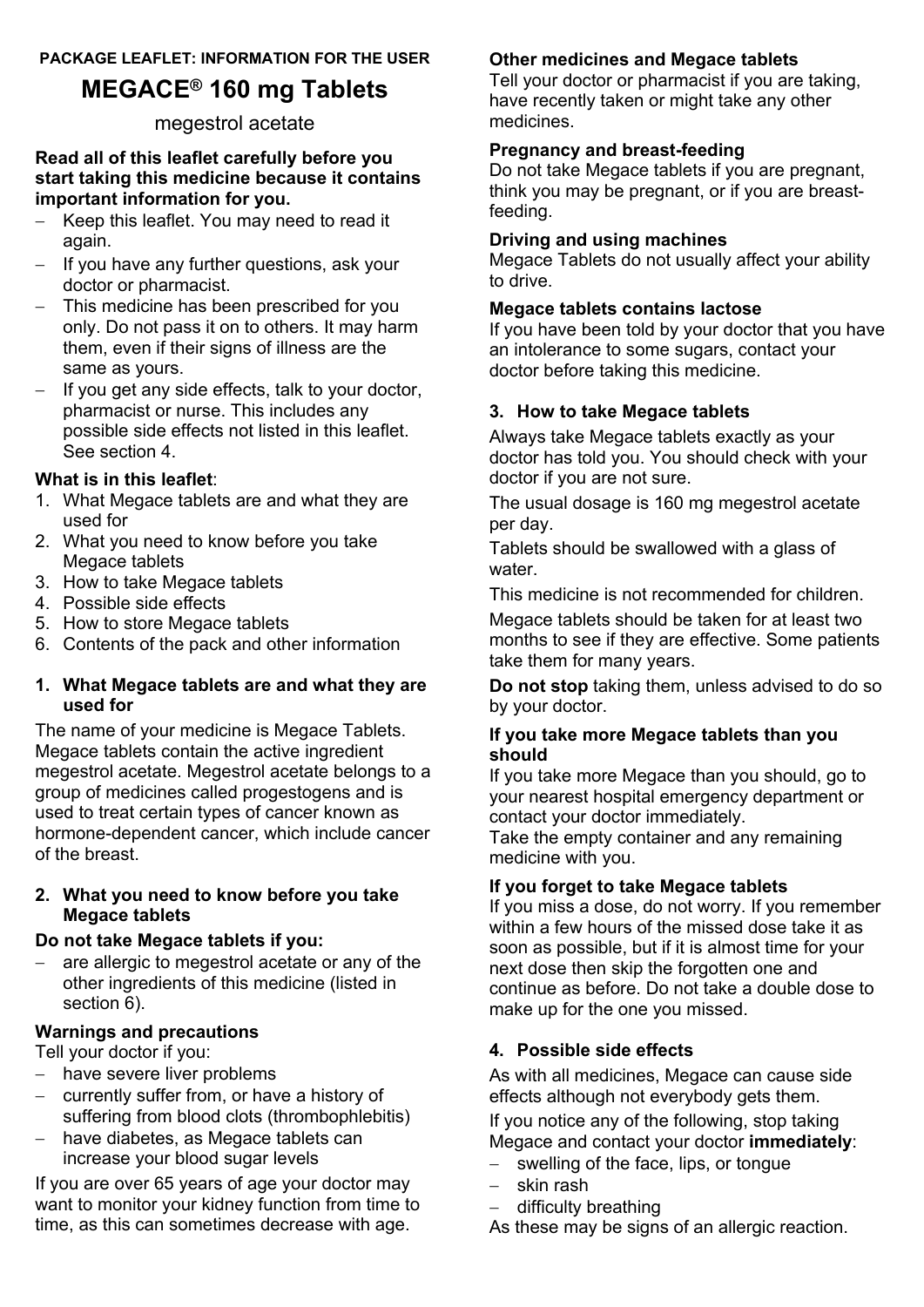**PACKAGE LEAFLET: INFORMATION FOR THE USER**

# MEGACE® 160 mg Tablets

megestrol acetate

**Read all of this leaflet carefully before you start taking this medicine because it contains important information for you.**

- Keep this leaflet. You may need to read it again.
- If you have any further questions, ask your doctor or pharmacist.
- This medicine has been prescribed for you only. Do not pass it on to others. It may harm them, even if their signs of illness are the same as yours.
- If you get any side effects, talk to your doctor, pharmacist or nurse. This includes any possible side effects not listed in this leaflet. See section 4.

**What is in this leaflet**:

1. What Megace tablets are and what they are used for
2. What you need to know before you take Megace tablets
3. How to take Megace tablets
4. Possible side effects
5. How to store Megace tablets
6. Contents of the pack and other information

## 1. What Megace tablets are and what they are used for

The name of your medicine is Megace Tablets. Megace tablets contain the active ingredient megestrol acetate. Megestrol acetate belongs to a group of medicines called progestogens and is used to treat certain types of cancer known as hormone-dependent cancer, which include cancer of the breast.

## 2. What you need to know before you take Megace tablets

### Do not take Megace tablets if you:

- are allergic to megestrol acetate or any of the other ingredients of this medicine (listed in section 6).

### Warnings and precautions

Tell your doctor if you:

- have severe liver problems
- currently suffer from, or have a history of suffering from blood clots (thrombophlebitis)
- have diabetes, as Megace tablets can increase your blood sugar levels

If you are over 65 years of age your doctor may want to monitor your kidney function from time to time, as this can sometimes decrease with age.

### Other medicines and Megace tablets

Tell your doctor or pharmacist if you are taking, have recently taken or might take any other medicines.

### Pregnancy and breast-feeding

Do not take Megace tablets if you are pregnant, think you may be pregnant, or if you are breast-feeding.

### Driving and using machines

Megace Tablets do not usually affect your ability to drive.

### Megace tablets contains lactose

If you have been told by your doctor that you have an intolerance to some sugars, contact your doctor before taking this medicine.

## 3. How to take Megace tablets

Always take Megace tablets exactly as your doctor has told you. You should check with your doctor if you are not sure.

The usual dosage is 160 mg megestrol acetate per day.

Tablets should be swallowed with a glass of water.

This medicine is not recommended for children.

Megace tablets should be taken for at least two months to see if they are effective. Some patients take them for many years.

**Do not stop** taking them, unless advised to do so by your doctor.

### If you take more Megace tablets than you should

If you take more Megace than you should, go to your nearest hospital emergency department or contact your doctor immediately.
Take the empty container and any remaining medicine with you.

### If you forget to take Megace tablets

If you miss a dose, do not worry. If you remember within a few hours of the missed dose take it as soon as possible, but if it is almost time for your next dose then skip the forgotten one and continue as before. Do not take a double dose to make up for the one you missed.

## 4. Possible side effects

As with all medicines, Megace can cause side effects although not everybody gets them.

If you notice any of the following, stop taking Megace and contact your doctor **immediately**:

- swelling of the face, lips, or tongue
- skin rash
- difficulty breathing

As these may be signs of an allergic reaction.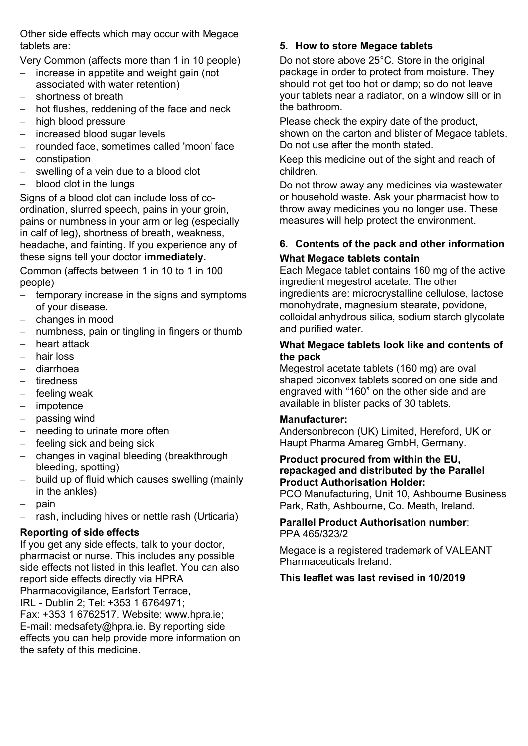Other side effects which may occur with Megace tablets are:

Very Common (affects more than 1 in 10 people)

- increase in appetite and weight gain (not associated with water retention)
- shortness of breath
- hot flushes, reddening of the face and neck
- high blood pressure
- increased blood sugar levels
- rounded face, sometimes called 'moon' face
- constipation
- swelling of a vein due to a blood clot
- blood clot in the lungs

Signs of a blood clot can include loss of co-ordination, slurred speech, pains in your groin, pains or numbness in your arm or leg (especially in calf of leg), shortness of breath, weakness, headache, and fainting. If you experience any of these signs tell your doctor **immediately.**

Common (affects between 1 in 10 to 1 in 100 people)

- temporary increase in the signs and symptoms of your disease.
- changes in mood
- numbness, pain or tingling in fingers or thumb
- heart attack
- hair loss
- diarrhoea
- tiredness
- feeling weak
- impotence
- passing wind
- needing to urinate more often
- feeling sick and being sick
- changes in vaginal bleeding (breakthrough bleeding, spotting)
- build up of fluid which causes swelling (mainly in the ankles)
- pain
- rash, including hives or nettle rash (Urticaria)

### Reporting of side effects

If you get any side effects, talk to your doctor, pharmacist or nurse. This includes any possible side effects not listed in this leaflet. You can also report side effects directly via HPRA Pharmacovigilance, Earlsfort Terrace, IRL - Dublin 2; Tel: +353 1 6764971; Fax: +353 1 6762517. Website: www.hpra.ie; E-mail: medsafety@hpra.ie. By reporting side effects you can help provide more information on the safety of this medicine.

## 5. How to store Megace tablets

Do not store above 25°C. Store in the original package in order to protect from moisture. They should not get too hot or damp; so do not leave your tablets near a radiator, on a window sill or in the bathroom.

Please check the expiry date of the product, shown on the carton and blister of Megace tablets. Do not use after the month stated.

Keep this medicine out of the sight and reach of children.

Do not throw away any medicines via wastewater or household waste. Ask your pharmacist how to throw away medicines you no longer use. These measures will help protect the environment.

## 6. Contents of the pack and other information

### What Megace tablets contain

Each Megace tablet contains 160 mg of the active ingredient megestrol acetate. The other ingredients are: microcrystalline cellulose, lactose monohydrate, magnesium stearate, povidone, colloidal anhydrous silica, sodium starch glycolate and purified water.

### What Megace tablets look like and contents of the pack

Megestrol acetate tablets (160 mg) are oval shaped biconvex tablets scored on one side and engraved with "160" on the other side and are available in blister packs of 30 tablets.

**Manufacturer:**

Andersonbrecon (UK) Limited, Hereford, UK or Haupt Pharma Amareg GmbH, Germany.

**Product procured from within the EU, repackaged and distributed by the Parallel Product Authorisation Holder:**

PCO Manufacturing, Unit 10, Ashbourne Business Park, Rath, Ashbourne, Co. Meath, Ireland.

**Parallel Product Authorisation number**:
PPA 465/323/2

Megace is a registered trademark of VALEANT Pharmaceuticals Ireland.

**This leaflet was last revised in 10/2019**